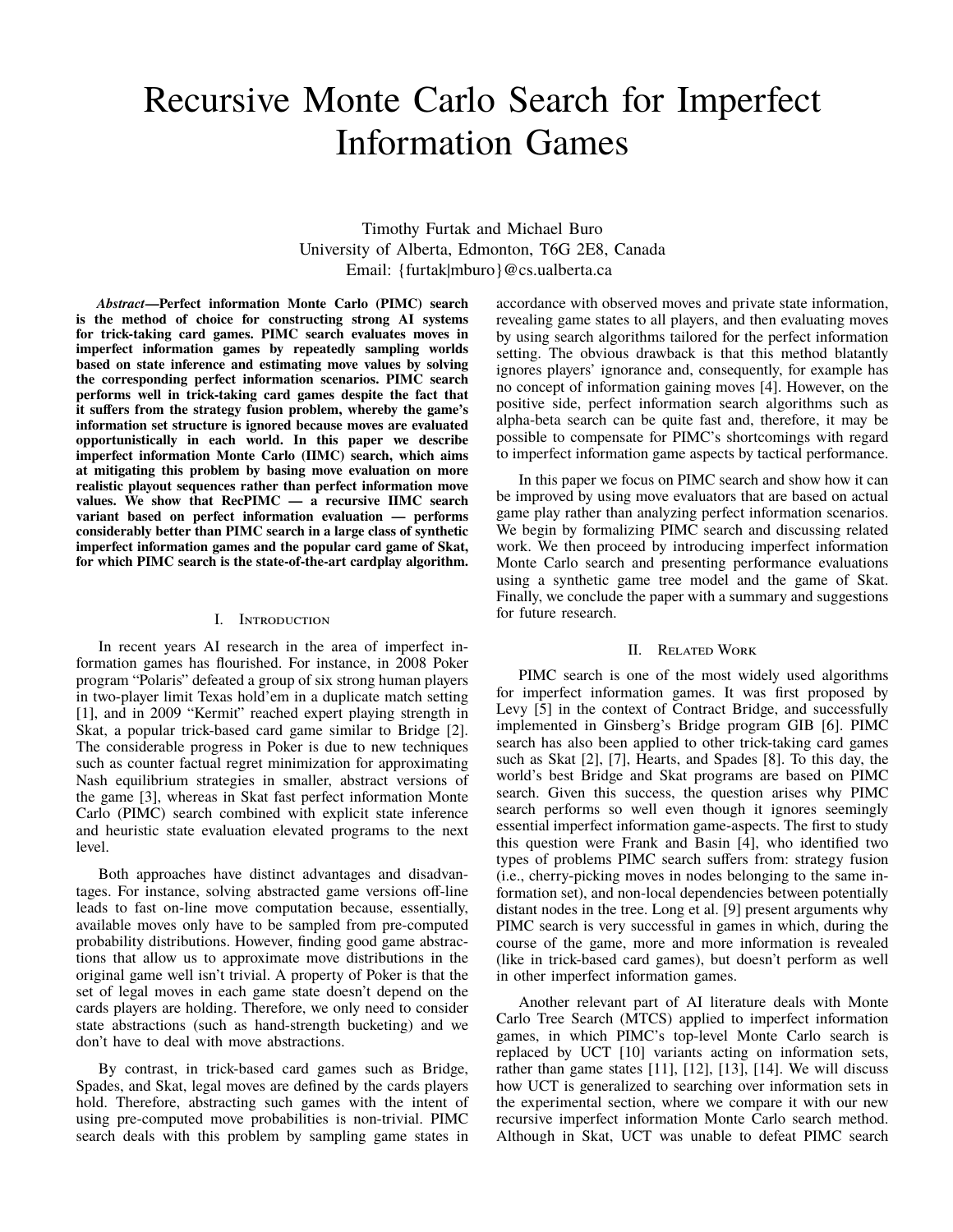# Recursive Monte Carlo Search for Imperfect Information Games

Timothy Furtak and Michael Buro
University of Alberta, Edmonton, T6G 2E8, Canada
Email: {furtak|mburo}@cs.ualberta.ca

***Abstract*—Perfect information Monte Carlo (PIMC) search is the method of choice for constructing strong AI systems for trick-taking card games. PIMC search evaluates moves in imperfect information games by repeatedly sampling worlds based on state inference and estimating move values by solving the corresponding perfect information scenarios. PIMC search performs well in trick-taking card games despite the fact that it suffers from the strategy fusion problem, whereby the game's information set structure is ignored because moves are evaluated opportunistically in each world. In this paper we describe imperfect information Monte Carlo (IIMC) search, which aims at mitigating this problem by basing move evaluation on more realistic playout sequences rather than perfect information move values. We show that RecPIMC — a recursive IIMC search variant based on perfect information evaluation — performs considerably better than PIMC search in a large class of synthetic imperfect information games and the popular card game of Skat, for which PIMC search is the state-of-the-art cardplay algorithm.**

## I. Introduction

In recent years AI research in the area of imperfect information games has flourished. For instance, in 2008 Poker program "Polaris" defeated a group of six strong human players in two-player limit Texas hold'em in a duplicate match setting [1], and in 2009 "Kermit" reached expert playing strength in Skat, a popular trick-based card game similar to Bridge [2]. The considerable progress in Poker is due to new techniques such as counter factual regret minimization for approximating Nash equilibrium strategies in smaller, abstract versions of the game [3], whereas in Skat fast perfect information Monte Carlo (PIMC) search combined with explicit state inference and heuristic state evaluation elevated programs to the next level.

Both approaches have distinct advantages and disadvantages. For instance, solving abstracted game versions off-line leads to fast on-line move computation because, essentially, available moves only have to be sampled from pre-computed probability distributions. However, finding good game abstractions that allow us to approximate move distributions in the original game well isn't trivial. A property of Poker is that the set of legal moves in each game state doesn't depend on the cards players are holding. Therefore, we only need to consider state abstractions (such as hand-strength bucketing) and we don't have to deal with move abstractions.

By contrast, in trick-based card games such as Bridge, Spades, and Skat, legal moves are defined by the cards players hold. Therefore, abstracting such games with the intent of using pre-computed move probabilities is non-trivial. PIMC search deals with this problem by sampling game states in accordance with observed moves and private state information, revealing game states to all players, and then evaluating moves by using search algorithms tailored for the perfect information setting. The obvious drawback is that this method blatantly ignores players' ignorance and, consequently, for example has no concept of information gaining moves [4]. However, on the positive side, perfect information search algorithms such as alpha-beta search can be quite fast and, therefore, it may be possible to compensate for PIMC's shortcomings with regard to imperfect information game aspects by tactical performance.

In this paper we focus on PIMC search and show how it can be improved by using move evaluators that are based on actual game play rather than analyzing perfect information scenarios. We begin by formalizing PIMC search and discussing related work. We then proceed by introducing imperfect information Monte Carlo search and presenting performance evaluations using a synthetic game tree model and the game of Skat. Finally, we conclude the paper with a summary and suggestions for future research.

## II. Related Work

PIMC search is one of the most widely used algorithms for imperfect information games. It was first proposed by Levy [5] in the context of Contract Bridge, and successfully implemented in Ginsberg's Bridge program GIB [6]. PIMC search has also been applied to other trick-taking card games such as Skat [2], [7], Hearts, and Spades [8]. To this day, the world's best Bridge and Skat programs are based on PIMC search. Given this success, the question arises why PIMC search performs so well even though it ignores seemingly essential imperfect information game-aspects. The first to study this question were Frank and Basin [4], who identified two types of problems PIMC search suffers from: strategy fusion (i.e., cherry-picking moves in nodes belonging to the same information set), and non-local dependencies between potentially distant nodes in the tree. Long et al. [9] present arguments why PIMC search is very successful in games in which, during the course of the game, more and more information is revealed (like in trick-based card games), but doesn't perform as well in other imperfect information games.

Another relevant part of AI literature deals with Monte Carlo Tree Search (MTCS) applied to imperfect information games, in which PIMC's top-level Monte Carlo search is replaced by UCT [10] variants acting on information sets, rather than game states [11], [12], [13], [14]. We will discuss how UCT is generalized to searching over information sets in the experimental section, where we compare it with our new recursive imperfect information Monte Carlo search method. Although in Skat, UCT was unable to defeat PIMC search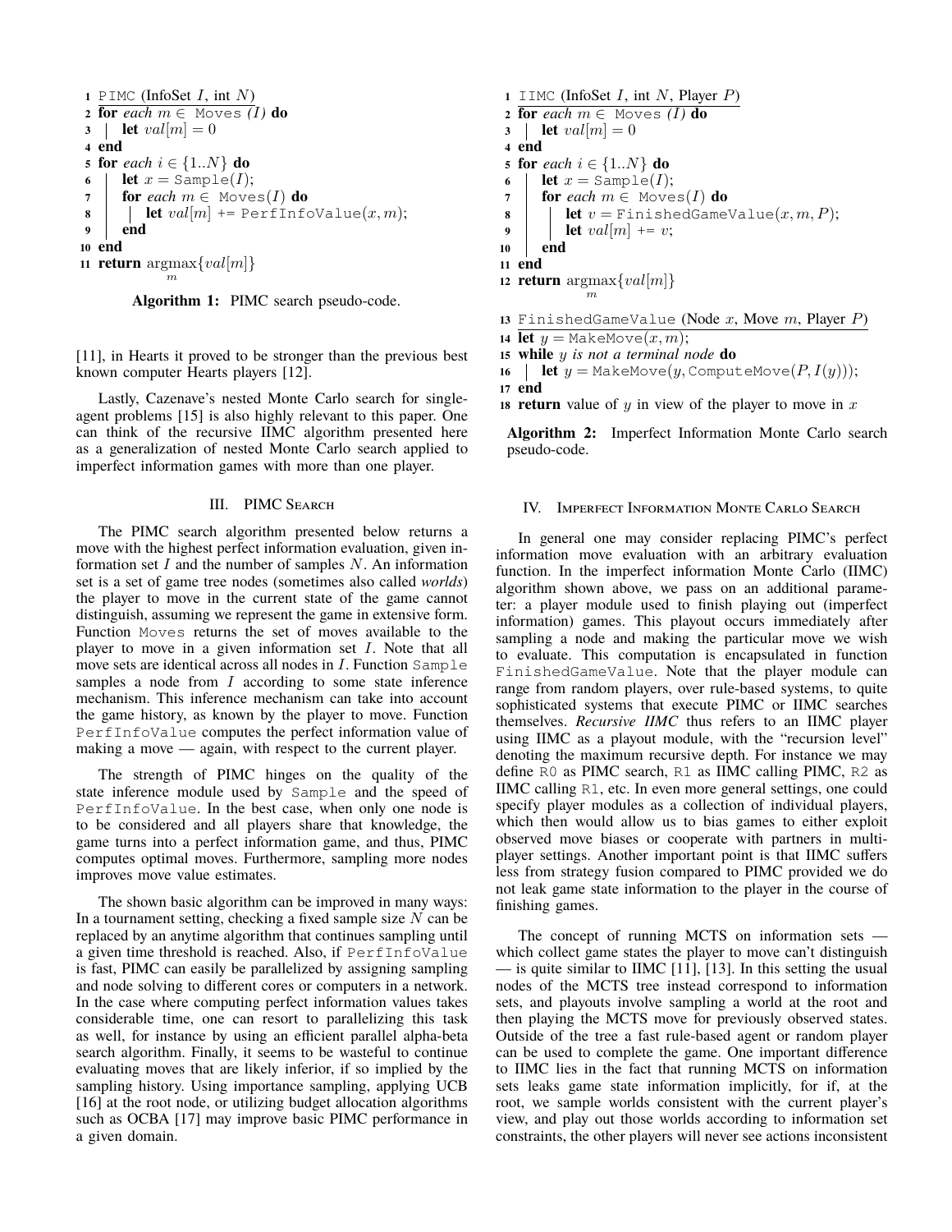```
1  PIMC (InfoSet I, int N)
2  for each m ∈ Moves (I) do
3  |  let val[m] = 0
4  end
5  for each i ∈ {1..N} do
6  |  let x = Sample(I);
7  |  for each m ∈ Moves(I) do
8  |  |  let val[m] += PerfInfoValue(x, m);
9  |  end
10 end
11 return argmax_m {val[m]}
```

**Algorithm 1:** PIMC search pseudo-code.

[11], in Hearts it proved to be stronger than the previous best known computer Hearts players [12].

Lastly, Cazenave's nested Monte Carlo search for single-agent problems [15] is also highly relevant to this paper. One can think of the recursive IIMC algorithm presented here as a generalization of nested Monte Carlo search applied to imperfect information games with more than one player.

## III. PIMC Search

The PIMC search algorithm presented below returns a move with the highest perfect information evaluation, given information set $I$ and the number of samples $N$. An information set is a set of game tree nodes (sometimes also called *worlds*) the player to move in the current state of the game cannot distinguish, assuming we represent the game in extensive form. Function Moves returns the set of moves available to the player to move in a given information set $I$. Note that all move sets are identical across all nodes in $I$. Function Sample samples a node from $I$ according to some state inference mechanism. This inference mechanism can take into account the game history, as known by the player to move. Function PerfInfoValue computes the perfect information value of making a move — again, with respect to the current player.

The strength of PIMC hinges on the quality of the state inference module used by Sample and the speed of PerfInfoValue. In the best case, when only one node is to be considered and all players share that knowledge, the game turns into a perfect information game, and thus, PIMC computes optimal moves. Furthermore, sampling more nodes improves move value estimates.

The shown basic algorithm can be improved in many ways: In a tournament setting, checking a fixed sample size $N$ can be replaced by an anytime algorithm that continues sampling until a given time threshold is reached. Also, if PerfInfoValue is fast, PIMC can easily be parallelized by assigning sampling and node solving to different cores or computers in a network. In the case where computing perfect information values takes considerable time, one can resort to parallelizing this task as well, for instance by using an efficient parallel alpha-beta search algorithm. Finally, it seems to be wasteful to continue evaluating moves that are likely inferior, if so implied by the sampling history. Using importance sampling, applying UCB [16] at the root node, or utilizing budget allocation algorithms such as OCBA [17] may improve basic PIMC performance in a given domain.

```
1  IIMC (InfoSet I, int N, Player P)
2  for each m ∈ Moves (I) do
3  |  let val[m] = 0
4  end
5  for each i ∈ {1..N} do
6  |  let x = Sample(I);
7  |  for each m ∈ Moves(I) do
8  |  |  let v = FinishedGameValue(x, m, P);
9  |  |  let val[m] += v;
10 |  end
11 end
12 return argmax_m {val[m]}
13 FinishedGameValue (Node x, Move m, Player P)
14 let y = MakeMove(x, m);
15 while y is not a terminal node do
16 |  let y = MakeMove(y, ComputeMove(P, I(y)));
17 end
18 return value of y in view of the player to move in x
```

**Algorithm 2:** Imperfect Information Monte Carlo search pseudo-code.

## IV. Imperfect Information Monte Carlo Search

In general one may consider replacing PIMC's perfect information move evaluation with an arbitrary evaluation function. In the imperfect information Monte Carlo (IIMC) algorithm shown above, we pass on an additional parameter: a player module used to finish playing out (imperfect information) games. This playout occurs immediately after sampling a node and making the particular move we wish to evaluate. This computation is encapsulated in function FinishedGameValue. Note that the player module can range from random players, over rule-based systems, to quite sophisticated systems that execute PIMC or IIMC searches themselves. *Recursive IIMC* thus refers to an IIMC player using IIMC as a playout module, with the "recursion level" denoting the maximum recursive depth. For instance we may define R0 as PIMC search, R1 as IIMC calling PIMC, R2 as IIMC calling R1, etc. In even more general settings, one could specify player modules as a collection of individual players, which then would allow us to bias games to either exploit observed move biases or cooperate with partners in multiplayer settings. Another important point is that IIMC suffers less from strategy fusion compared to PIMC provided we do not leak game state information to the player in the course of finishing games.

The concept of running MCTS on information sets — which collect game states the player to move can't distinguish — is quite similar to IIMC [11], [13]. In this setting the usual nodes of the MCTS tree instead correspond to information sets, and playouts involve sampling a world at the root and then playing the MCTS move for previously observed states. Outside of the tree a fast rule-based agent or random player can be used to complete the game. One important difference to IIMC lies in the fact that running MCTS on information sets leaks game state information implicitly, for if, at the root, we sample worlds consistent with the current player's view, and play out those worlds according to information set constraints, the other players will never see actions inconsistent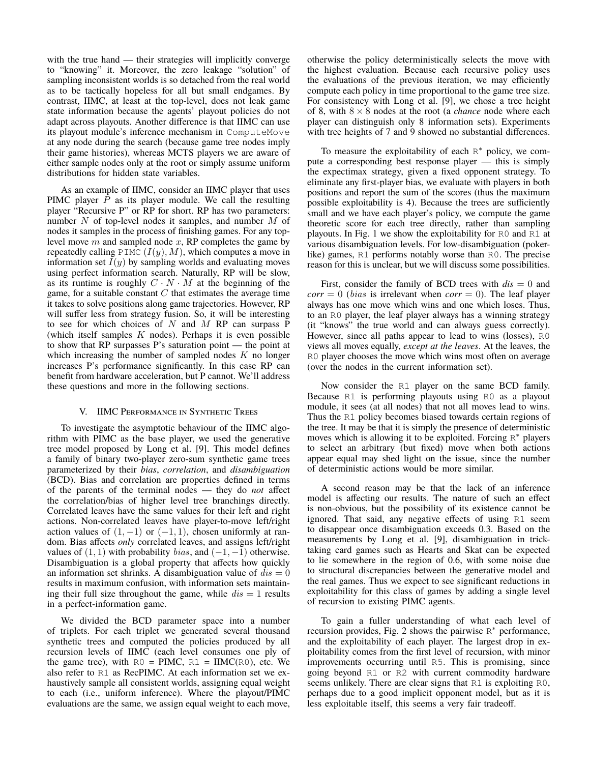with the true hand — their strategies will implicitly converge to "knowing" it. Moreover, the zero leakage "solution" of sampling inconsistent worlds is so detached from the real world as to be tactically hopeless for all but small endgames. By contrast, IIMC, at least at the top-level, does not leak game state information because the agents' playout policies do not adapt across playouts. Another difference is that IIMC can use its playout module's inference mechanism in `ComputeMove` at any node during the search (because game tree nodes imply their game histories), whereas MCTS players we are aware of either sample nodes only at the root or simply assume uniform distributions for hidden state variables.

As an example of IIMC, consider an IIMC player that uses PIMC player $P$ as its player module. We call the resulting player "Recursive P" or RP for short. RP has two parameters: number $N$ of top-level nodes it samples, and number $M$ of nodes it samples in the process of finishing games. For any top-level move $m$ and sampled node $x$, RP completes the game by repeatedly calling `PIMC` $(I(y), M)$, which computes a move in information set $I(y)$ by sampling worlds and evaluating moves using perfect information search. Naturally, RP will be slow, as its runtime is roughly $C \cdot N \cdot M$ at the beginning of the game, for a suitable constant $C$ that estimates the average time it takes to solve positions along game trajectories. However, RP will suffer less from strategy fusion. So, it will be interesting to see for which choices of $N$ and $M$ RP can surpass P (which itself samples $K$ nodes). Perhaps it is even possible to show that RP surpasses P's saturation point — the point at which increasing the number of sampled nodes $K$ no longer increases P's performance significantly. In this case RP can benefit from hardware acceleration, but P cannot. We'll address these questions and more in the following sections.

## V. IIMC Performance in Synthetic Trees

To investigate the asymptotic behaviour of the IIMC algorithm with PIMC as the base player, we used the generative tree model proposed by Long et al. [9]. This model defines a family of binary two-player zero-sum synthetic game trees parameterized by their *bias*, *correlation*, and *disambiguation* (BCD). Bias and correlation are properties defined in terms of the parents of the terminal nodes — they do *not* affect the correlation/bias of higher level tree branchings directly. Correlated leaves have the same values for their left and right actions. Non-correlated leaves have player-to-move left/right action values of $(1, -1)$ or $(-1, 1)$, chosen uniformly at random. Bias affects *only* correlated leaves, and assigns left/right values of $(1, 1)$ with probability $bias$, and $(-1, -1)$ otherwise. Disambiguation is a global property that affects how quickly an information set shrinks. A disambiguation value of $dis = 0$ results in maximum confusion, with information sets maintaining their full size throughout the game, while $dis = 1$ results in a perfect-information game.

We divided the BCD parameter space into a number of triplets. For each triplet we generated several thousand synthetic trees and computed the policies produced by all recursion levels of IIMC (each level consumes one ply of the game tree), with `R0` = PIMC, `R1` = IIMC(`R0`), etc. We also refer to `R1` as RecPIMC. At each information set we exhaustively sample all consistent worlds, assigning equal weight to each (i.e., uniform inference). Where the playout/PIMC evaluations are the same, we assign equal weight to each move, otherwise the policy deterministically selects the move with the highest evaluation. Because each recursive policy uses the evaluations of the previous iteration, we may efficiently compute each policy in time proportional to the game tree size. For consistency with Long et al. [9], we chose a tree height of 8, with $8 \times 8$ nodes at the root (a *chance* node where each player can distinguish only 8 information sets). Experiments with tree heights of 7 and 9 showed no substantial differences.

To measure the exploitability of each `R`$^*$ policy, we compute a corresponding best response player — this is simply the expectimax strategy, given a fixed opponent strategy. To eliminate any first-player bias, we evaluate with players in both positions and report the sum of the scores (thus the maximum possible exploitability is 4). Because the trees are sufficiently small and we have each player's policy, we compute the game theoretic score for each tree directly, rather than sampling playouts. In Fig. 1 we show the exploitability for `R0` and `R1` at various disambiguation levels. For low-disambiguation (poker-like) games, `R1` performs notably worse than `R0`. The precise reason for this is unclear, but we will discuss some possibilities.

First, consider the family of BCD trees with *dis* $= 0$ and *corr* $= 0$ ($bias$ is irrelevant when *corr* $= 0$). The leaf player always has one move which wins and one which loses. Thus, to an `R0` player, the leaf player always has a winning strategy (it "knows" the true world and can always guess correctly). However, since all paths appear to lead to wins (losses), `R0` views all moves equally, *except at the leaves*. At the leaves, the `R0` player chooses the move which wins most often on average (over the nodes in the current information set).

Now consider the `R1` player on the same BCD family. Because `R1` is performing playouts using `R0` as a playout module, it sees (at all nodes) that not all moves lead to wins. Thus the `R1` policy becomes biased towards certain regions of the tree. It may be that it is simply the presence of deterministic moves which is allowing it to be exploited. Forcing `R`$^*$ players to select an arbitrary (but fixed) move when both actions appear equal may shed light on the issue, since the number of deterministic actions would be more similar.

A second reason may be that the lack of an inference model is affecting our results. The nature of such an effect is non-obvious, but the possibility of its existence cannot be ignored. That said, any negative effects of using `R1` seem to disappear once disambiguation exceeds 0.3. Based on the measurements by Long et al. [9], disambiguation in trick-taking card games such as Hearts and Skat can be expected to lie somewhere in the region of 0.6, with some noise due to structural discrepancies between the generative model and the real games. Thus we expect to see significant reductions in exploitability for this class of games by adding a single level of recursion to existing PIMC agents.

To gain a fuller understanding of what each level of recursion provides, Fig. 2 shows the pairwise `R`$^*$ performance, and the exploitability of each player. The largest drop in exploitability comes from the first level of recursion, with minor improvements occurring until `R5`. This is promising, since going beyond `R1` or `R2` with current commodity hardware seems unlikely. There are clear signs that `R1` is exploiting `R0`, perhaps due to a good implicit opponent model, but as it is less exploitable itself, this seems a very fair tradeoff.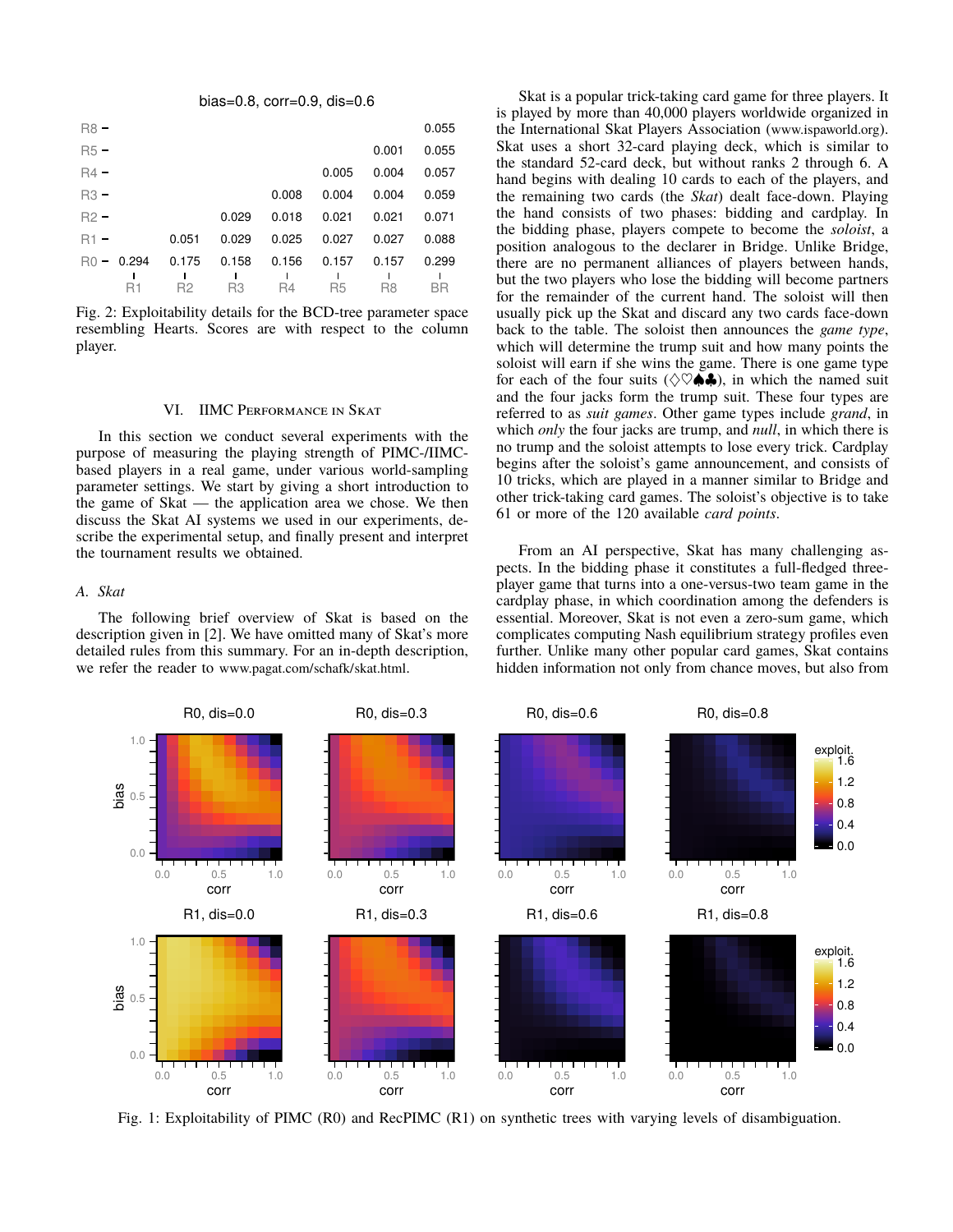bias=0.8, corr=0.9, dis=0.6

| | R1 | R2 | R3 | R4 | R5 | R8 | BR |
|---|---|---|---|---|---|---|---|
| R8 | | | | | | | 0.055 |
| R5 | | | | | | 0.001 | 0.055 |
| R4 | | | | | 0.005 | 0.004 | 0.057 |
| R3 | | | | 0.008 | 0.004 | 0.004 | 0.059 |
| R2 | | | 0.029 | 0.018 | 0.021 | 0.021 | 0.071 |
| R1 | | 0.051 | 0.029 | 0.025 | 0.027 | 0.027 | 0.088 |
| R0 | 0.294 | 0.175 | 0.158 | 0.156 | 0.157 | 0.157 | 0.299 |

Fig. 2: Exploitability details for the BCD-tree parameter space resembling Hearts. Scores are with respect to the column player.

## VI. IIMC Performance in Skat

In this section we conduct several experiments with the purpose of measuring the playing strength of PIMC-/IIMC-based players in a real game, under various world-sampling parameter settings. We start by giving a short introduction to the game of Skat — the application area we chose. We then discuss the Skat AI systems we used in our experiments, describe the experimental setup, and finally present and interpret the tournament results we obtained.

### A. Skat

The following brief overview of Skat is based on the description given in [2]. We have omitted many of Skat's more detailed rules from this summary. For an in-depth description, we refer the reader to www.pagat.com/schafk/skat.html.

Skat is a popular trick-taking card game for three players. It is played by more than 40,000 players worldwide organized in the International Skat Players Association (www.ispaworld.org). Skat uses a short 32-card playing deck, which is similar to the standard 52-card deck, but without ranks 2 through 6. A hand begins with dealing 10 cards to each of the players, and the remaining two cards (the *Skat*) dealt face-down. Playing the hand consists of two phases: bidding and cardplay. In the bidding phase, players compete to become the *soloist*, a position analogous to the declarer in Bridge. Unlike Bridge, there are no permanent alliances of players between hands, but the two players who lose the bidding will become partners for the remainder of the current hand. The soloist will then usually pick up the Skat and discard any two cards face-down back to the table. The soloist then announces the *game type*, which will determine the trump suit and how many points the soloist will earn if she wins the game. There is one game type for each of the four suits (♢♡♠♣), in which the named suit and the four jacks form the trump suit. These four types are referred to as *suit games*. Other game types include *grand*, in which *only* the four jacks are trump, and *null*, in which there is no trump and the soloist attempts to lose every trick. Cardplay begins after the soloist's game announcement, and consists of 10 tricks, which are played in a manner similar to Bridge and other trick-taking card games. The soloist's objective is to take 61 or more of the 120 available *card points*.

From an AI perspective, Skat has many challenging aspects. In the bidding phase it constitutes a full-fledged three-player game that turns into a one-versus-two team game in the cardplay phase, in which coordination among the defenders is essential. Moreover, Skat is not even a zero-sum game, which complicates computing Nash equilibrium strategy profiles even further. Unlike many other popular card games, Skat contains hidden information not only from chance moves, but also from

Fig. 1: Exploitability of PIMC (R0) and RecPIMC (R1) on synthetic trees with varying levels of disambiguation.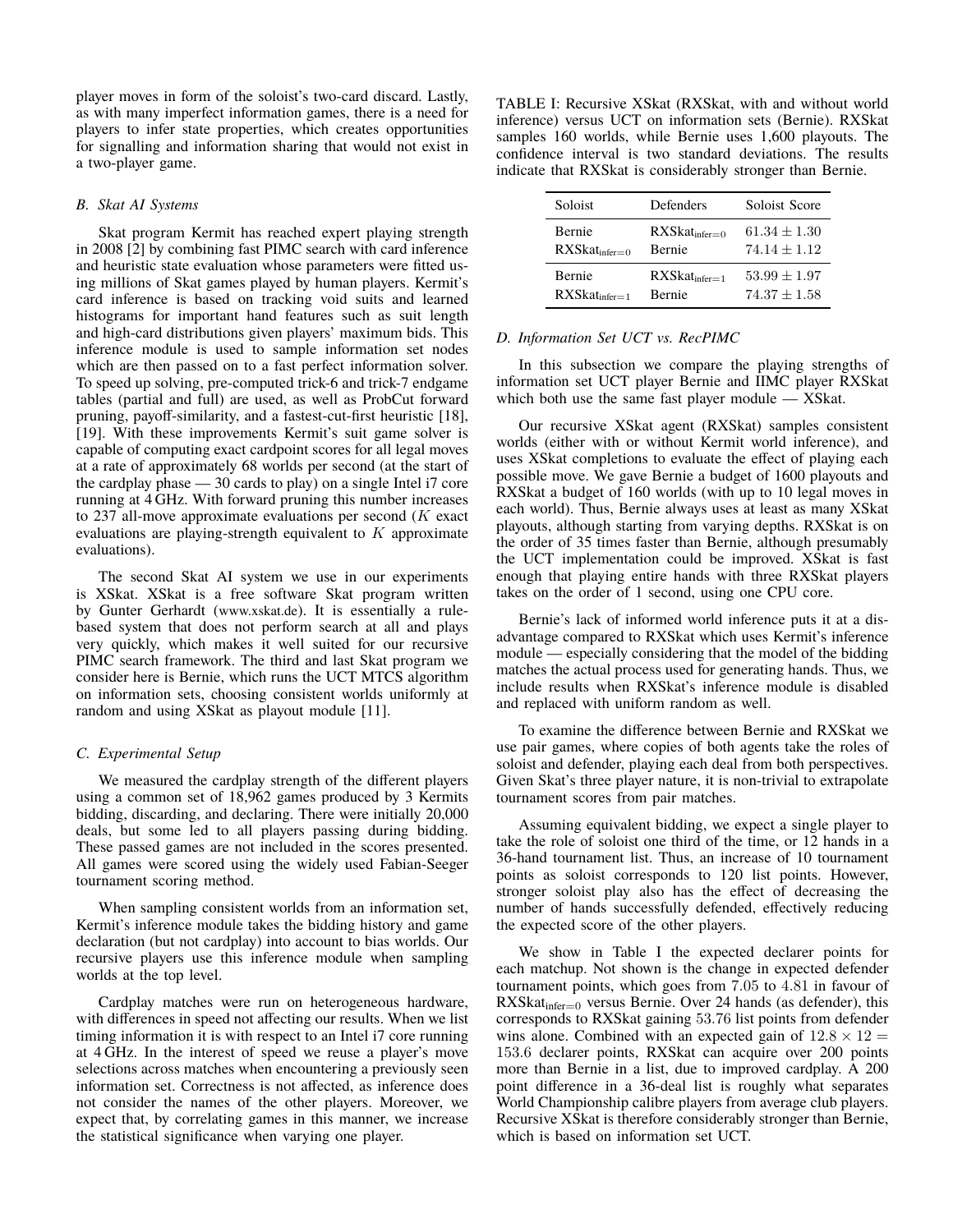player moves in form of the soloist's two-card discard. Lastly, as with many imperfect information games, there is a need for players to infer state properties, which creates opportunities for signalling and information sharing that would not exist in a two-player game.

### B. Skat AI Systems

Skat program Kermit has reached expert playing strength in 2008 [2] by combining fast PIMC search with card inference and heuristic state evaluation whose parameters were fitted using millions of Skat games played by human players. Kermit's card inference is based on tracking void suits and learned histograms for important hand features such as suit length and high-card distributions given players' maximum bids. This inference module is used to sample information set nodes which are then passed on to a fast perfect information solver. To speed up solving, pre-computed trick-6 and trick-7 endgame tables (partial and full) are used, as well as ProbCut forward pruning, payoff-similarity, and a fastest-cut-first heuristic [18], [19]. With these improvements Kermit's suit game solver is capable of computing exact cardpoint scores for all legal moves at a rate of approximately 68 worlds per second (at the start of the cardplay phase — 30 cards to play) on a single Intel i7 core running at 4 GHz. With forward pruning this number increases to 237 all-move approximate evaluations per second ($K$ exact evaluations are playing-strength equivalent to $K$ approximate evaluations).

The second Skat AI system we use in our experiments is XSkat. XSkat is a free software Skat program written by Gunter Gerhardt (www.xskat.de). It is essentially a rule-based system that does not perform search at all and plays very quickly, which makes it well suited for our recursive PIMC search framework. The third and last Skat program we consider here is Bernie, which runs the UCT MTCS algorithm on information sets, choosing consistent worlds uniformly at random and using XSkat as playout module [11].

### C. Experimental Setup

We measured the cardplay strength of the different players using a common set of 18,962 games produced by 3 Kermits bidding, discarding, and declaring. There were initially 20,000 deals, but some led to all players passing during bidding. These passed games are not included in the scores presented. All games were scored using the widely used Fabian-Seeger tournament scoring method.

When sampling consistent worlds from an information set, Kermit's inference module takes the bidding history and game declaration (but not cardplay) into account to bias worlds. Our recursive players use this inference module when sampling worlds at the top level.

Cardplay matches were run on heterogeneous hardware, with differences in speed not affecting our results. When we list timing information it is with respect to an Intel i7 core running at 4 GHz. In the interest of speed we reuse a player's move selections across matches when encountering a previously seen information set. Correctness is not affected, as inference does not consider the names of the other players. Moreover, we expect that, by correlating games in this manner, we increase the statistical significance when varying one player.

TABLE I: Recursive XSkat (RXSkat, with and without world inference) versus UCT on information sets (Bernie). RXSkat samples 160 worlds, while Bernie uses 1,600 playouts. The confidence interval is two standard deviations. The results indicate that RXSkat is considerably stronger than Bernie.

| Soloist | Defenders | Soloist Score |
|---|---|---|
| Bernie | $\text{RXSkat}_{\text{infer}=0}$ | $61.34 \pm 1.30$ |
| $\text{RXSkat}_{\text{infer}=0}$ | Bernie | $74.14 \pm 1.12$ |
| Bernie | $\text{RXSkat}_{\text{infer}=1}$ | $53.99 \pm 1.97$ |
| $\text{RXSkat}_{\text{infer}=1}$ | Bernie | $74.37 \pm 1.58$ |

### D. Information Set UCT vs. RecPIMC

In this subsection we compare the playing strengths of information set UCT player Bernie and IIMC player RXSkat which both use the same fast player module — XSkat.

Our recursive XSkat agent (RXSkat) samples consistent worlds (either with or without Kermit world inference), and uses XSkat completions to evaluate the effect of playing each possible move. We gave Bernie a budget of 1600 playouts and RXSkat a budget of 160 worlds (with up to 10 legal moves in each world). Thus, Bernie always uses at least as many XSkat playouts, although starting from varying depths. RXSkat is on the order of 35 times faster than Bernie, although presumably the UCT implementation could be improved. XSkat is fast enough that playing entire hands with three RXSkat players takes on the order of 1 second, using one CPU core.

Bernie's lack of informed world inference puts it at a disadvantage compared to RXSkat which uses Kermit's inference module — especially considering that the model of the bidding matches the actual process used for generating hands. Thus, we include results when RXSkat's inference module is disabled and replaced with uniform random as well.

To examine the difference between Bernie and RXSkat we use pair games, where copies of both agents take the roles of soloist and defender, playing each deal from both perspectives. Given Skat's three player nature, it is non-trivial to extrapolate tournament scores from pair matches.

Assuming equivalent bidding, we expect a single player to take the role of soloist one third of the time, or 12 hands in a 36-hand tournament list. Thus, an increase of 10 tournament points as soloist corresponds to 120 list points. However, stronger soloist play also has the effect of decreasing the number of hands successfully defended, effectively reducing the expected score of the other players.

We show in Table I the expected declarer points for each matchup. Not shown is the change in expected defender tournament points, which goes from 7.05 to 4.81 in favour of $\text{RXSkat}_{\text{infer}=0}$ versus Bernie. Over 24 hands (as defender), this corresponds to RXSkat gaining 53.76 list points from defender wins alone. Combined with an expected gain of $12.8 \times 12 = 153.6$ declarer points, RXSkat can acquire over 200 points more than Bernie in a list, due to improved cardplay. A 200 point difference in a 36-deal list is roughly what separates World Championship calibre players from average club players. Recursive XSkat is therefore considerably stronger than Bernie, which is based on information set UCT.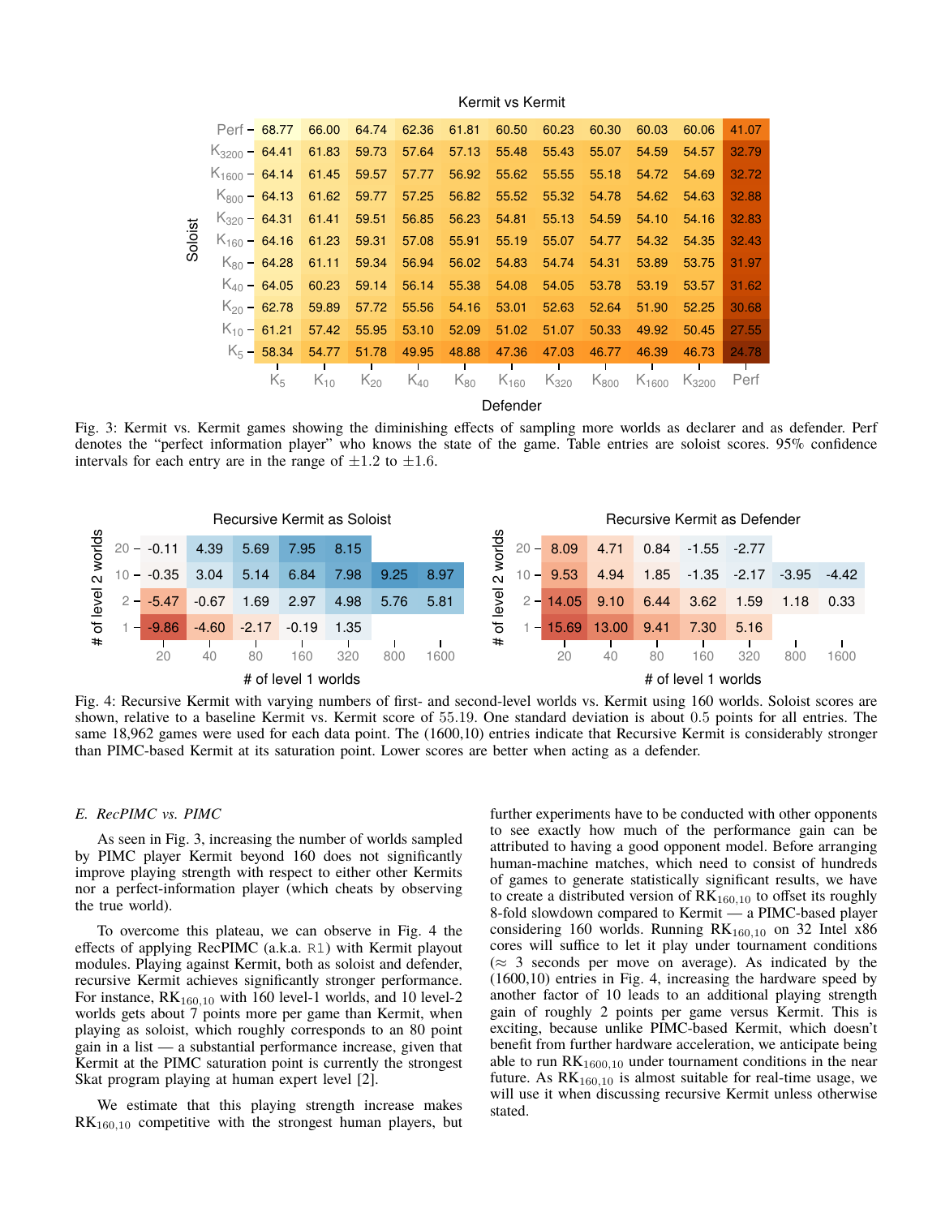**Kermit vs Kermit**

| Soloist \ Defender | $K_5$ | $K_{10}$ | $K_{20}$ | $K_{40}$ | $K_{80}$ | $K_{160}$ | $K_{320}$ | $K_{800}$ | $K_{1600}$ | $K_{3200}$ | Perf |
|---|---|---|---|---|---|---|---|---|---|---|---|
| Perf | 68.77 | 66.00 | 64.74 | 62.36 | 61.81 | 60.50 | 60.23 | 60.30 | 60.03 | 60.06 | 41.07 |
| $K_{3200}$ | 64.41 | 61.83 | 59.73 | 57.64 | 57.13 | 55.48 | 55.43 | 55.07 | 54.59 | 54.57 | 32.79 |
| $K_{1600}$ | 64.14 | 61.45 | 59.57 | 57.77 | 56.92 | 55.62 | 55.55 | 55.18 | 54.72 | 54.69 | 32.72 |
| $K_{800}$ | 64.13 | 61.62 | 59.77 | 57.25 | 56.82 | 55.52 | 55.32 | 54.78 | 54.62 | 54.63 | 32.88 |
| $K_{320}$ | 64.31 | 61.41 | 59.51 | 56.85 | 56.23 | 54.81 | 55.13 | 54.59 | 54.10 | 54.16 | 32.83 |
| $K_{160}$ | 64.16 | 61.23 | 59.31 | 57.08 | 55.91 | 55.19 | 55.07 | 54.77 | 54.32 | 54.35 | 32.43 |
| $K_{80}$ | 64.28 | 61.11 | 59.34 | 56.94 | 56.02 | 54.83 | 54.74 | 54.31 | 53.89 | 53.75 | 31.97 |
| $K_{40}$ | 64.05 | 60.23 | 59.14 | 56.14 | 55.38 | 54.08 | 54.05 | 53.78 | 53.19 | 53.57 | 31.62 |
| $K_{20}$ | 62.78 | 59.89 | 57.72 | 55.56 | 54.16 | 53.01 | 52.63 | 52.64 | 51.90 | 52.25 | 30.68 |
| $K_{10}$ | 61.21 | 57.42 | 55.95 | 53.10 | 52.09 | 51.02 | 51.07 | 50.33 | 49.92 | 50.45 | 27.55 |
| $K_5$ | 58.34 | 54.77 | 51.78 | 49.95 | 48.88 | 47.36 | 47.03 | 46.77 | 46.39 | 46.73 | 24.78 |

Fig. 3: Kermit vs. Kermit games showing the diminishing effects of sampling more worlds as declarer and as defender. Perf denotes the "perfect information player" who knows the state of the game. Table entries are soloist scores. 95% confidence intervals for each entry are in the range of $\pm 1.2$ to $\pm 1.6$.

**Recursive Kermit as Soloist**

| # of level 2 worlds \ # of level 1 worlds | 20 | 40 | 80 | 160 | 320 | 800 | 1600 |
|---|---|---|---|---|---|---|---|
| 20 | -0.11 | 4.39 | 5.69 | 7.95 | 8.15 | | |
| 10 | -0.35 | 3.04 | 5.14 | 6.84 | 7.98 | 9.25 | 8.97 |
| 2 | -5.47 | -0.67 | 1.69 | 2.97 | 4.98 | 5.76 | 5.81 |
| 1 | -9.86 | -4.60 | -2.17 | -0.19 | 1.35 | | |

**Recursive Kermit as Defender**

| # of level 2 worlds \ # of level 1 worlds | 20 | 40 | 80 | 160 | 320 | 800 | 1600 |
|---|---|---|---|---|---|---|---|
| 20 | 8.09 | 4.71 | 0.84 | -1.55 | -2.77 | | |
| 10 | 9.53 | 4.94 | 1.85 | -1.35 | -2.17 | -3.95 | -4.42 |
| 2 | 14.05 | 9.10 | 6.44 | 3.62 | 1.59 | 1.18 | 0.33 |
| 1 | 15.69 | 13.00 | 9.41 | 7.30 | 5.16 | | |

Fig. 4: Recursive Kermit with varying numbers of first- and second-level worlds vs. Kermit using 160 worlds. Soloist scores are shown, relative to a baseline Kermit vs. Kermit score of 55.19. One standard deviation is about 0.5 points for all entries. The same 18,962 games were used for each data point. The (1600,10) entries indicate that Recursive Kermit is considerably stronger than PIMC-based Kermit at its saturation point. Lower scores are better when acting as a defender.

### *E. RecPIMC vs. PIMC*

As seen in Fig. 3, increasing the number of worlds sampled by PIMC player Kermit beyond 160 does not significantly improve playing strength with respect to either other Kermits nor a perfect-information player (which cheats by observing the true world).

To overcome this plateau, we can observe in Fig. 4 the effects of applying RecPIMC (a.k.a. `R1`) with Kermit playout modules. Playing against Kermit, both as soloist and defender, recursive Kermit achieves significantly stronger performance. For instance, $\text{RK}_{160,10}$ with 160 level-1 worlds, and 10 level-2 worlds gets about 7 points more per game than Kermit, when playing as soloist, which roughly corresponds to an 80 point gain in a list — a substantial performance increase, given that Kermit at the PIMC saturation point is currently the strongest Skat program playing at human expert level [2].

We estimate that this playing strength increase makes $\text{RK}_{160,10}$ competitive with the strongest human players, but further experiments have to be conducted with other opponents to see exactly how much of the performance gain can be attributed to having a good opponent model. Before arranging human-machine matches, which need to consist of hundreds of games to generate statistically significant results, we have to create a distributed version of $\text{RK}_{160,10}$ to offset its roughly 8-fold slowdown compared to Kermit — a PIMC-based player considering 160 worlds. Running $\text{RK}_{160,10}$ on 32 Intel x86 cores will suffice to let it play under tournament conditions ($\approx$ 3 seconds per move on average). As indicated by the (1600,10) entries in Fig. 4, increasing the hardware speed by another factor of 10 leads to an additional playing strength gain of roughly 2 points per game versus Kermit. This is exciting, because unlike PIMC-based Kermit, which doesn't benefit from further hardware acceleration, we anticipate being able to run $\text{RK}_{1600,10}$ under tournament conditions in the near future. As $\text{RK}_{160,10}$ is almost suitable for real-time usage, we will use it when discussing recursive Kermit unless otherwise stated.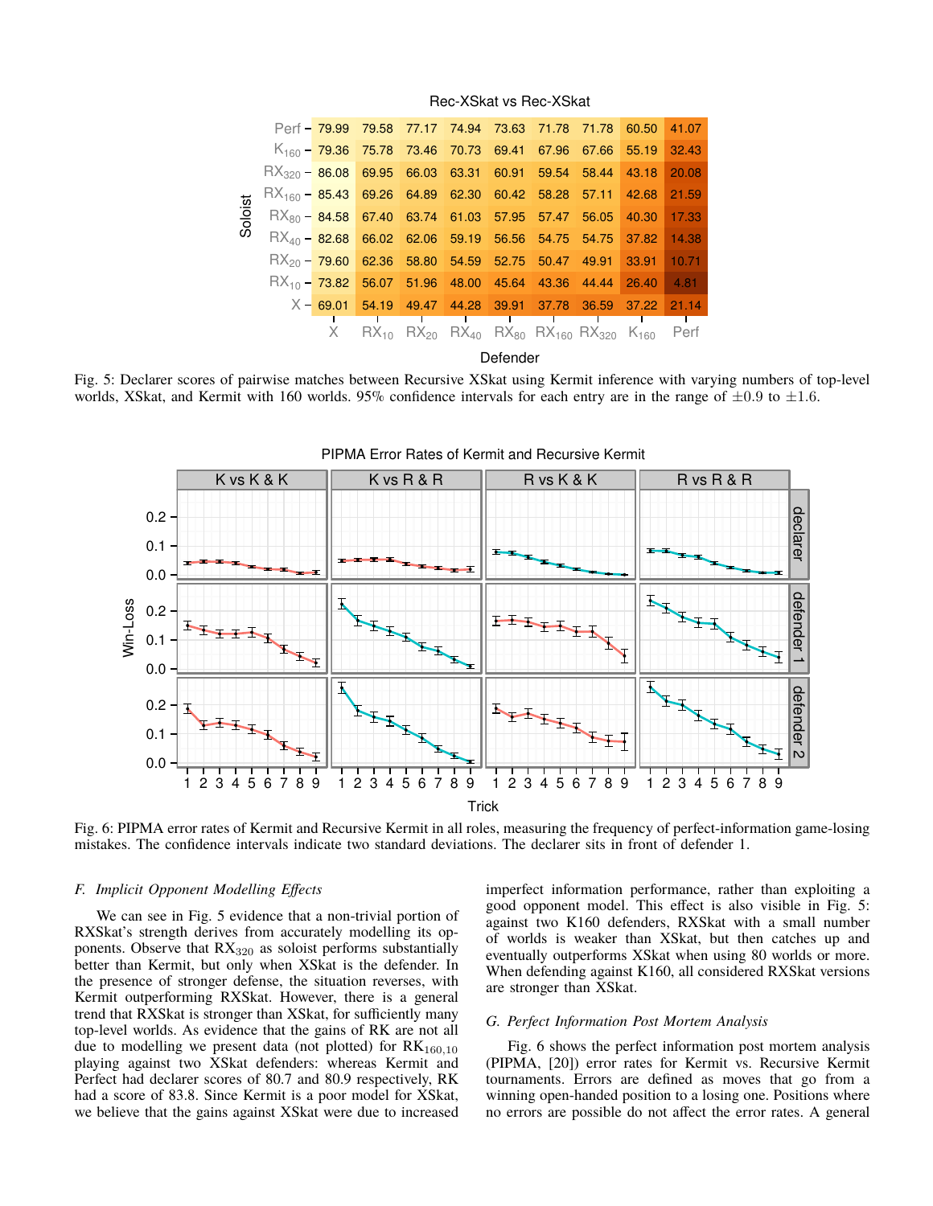**Rec-XSkat vs Rec-XSkat**

| Soloist \ Defender | X | $RX_{10}$ | $RX_{20}$ | $RX_{40}$ | $RX_{80}$ | $RX_{160}$ | $RX_{320}$ | $K_{160}$ | Perf |
|---|---|---|---|---|---|---|---|---|---|
| Perf | 79.99 | 79.58 | 77.17 | 74.94 | 73.63 | 71.78 | 71.78 | 60.50 | 41.07 |
| $K_{160}$ | 79.36 | 75.78 | 73.46 | 70.73 | 69.41 | 67.96 | 67.66 | 55.19 | 32.43 |
| $RX_{320}$ | 86.08 | 69.95 | 66.03 | 63.31 | 60.91 | 59.54 | 58.44 | 43.18 | 20.08 |
| $RX_{160}$ | 85.43 | 69.26 | 64.89 | 62.30 | 60.42 | 58.28 | 57.11 | 42.68 | 21.59 |
| $RX_{80}$ | 84.58 | 67.40 | 63.74 | 61.03 | 57.95 | 57.47 | 56.05 | 40.30 | 17.33 |
| $RX_{40}$ | 82.68 | 66.02 | 62.06 | 59.19 | 56.56 | 54.75 | 54.75 | 37.82 | 14.38 |
| $RX_{20}$ | 79.60 | 62.36 | 58.80 | 54.59 | 52.75 | 50.47 | 49.91 | 33.91 | 10.71 |
| $RX_{10}$ | 73.82 | 56.07 | 51.96 | 48.00 | 45.64 | 43.36 | 44.44 | 26.40 | 4.81 |
| X | 69.01 | 54.19 | 49.47 | 44.28 | 39.91 | 37.78 | 36.59 | 37.22 | 21.14 |

Fig. 5: Declarer scores of pairwise matches between Recursive XSkat using Kermit inference with varying numbers of top-level worlds, XSkat, and Kermit with 160 worlds. 95% confidence intervals for each entry are in the range of $\pm 0.9$ to $\pm 1.6$.

Fig. 6: PIPMA error rates of Kermit and Recursive Kermit in all roles, measuring the frequency of perfect-information game-losing mistakes. The confidence intervals indicate two standard deviations. The declarer sits in front of defender 1.

### F. Implicit Opponent Modelling Effects

We can see in Fig. 5 evidence that a non-trivial portion of RXSkat's strength derives from accurately modelling its opponents. Observe that $RX_{320}$ as soloist performs substantially better than Kermit, but only when XSkat is the defender. In the presence of stronger defense, the situation reverses, with Kermit outperforming RXSkat. However, there is a general trend that RXSkat is stronger than XSkat, for sufficiently many top-level worlds. As evidence that the gains of RK are not all due to modelling we present data (not plotted) for $RK_{160,10}$ playing against two XSkat defenders: whereas Kermit and Perfect had declarer scores of 80.7 and 80.9 respectively, RK had a score of 83.8. Since Kermit is a poor model for XSkat, we believe that the gains against XSkat were due to increased imperfect information performance, rather than exploiting a good opponent model. This effect is also visible in Fig. 5: against two K160 defenders, RXSkat with a small number of worlds is weaker than XSkat, but then catches up and eventually outperforms XSkat when using 80 worlds or more. When defending against K160, all considered RXSkat versions are stronger than XSkat.

### G. Perfect Information Post Mortem Analysis

Fig. 6 shows the perfect information post mortem analysis (PIPMA, [20]) error rates for Kermit vs. Recursive Kermit tournaments. Errors are defined as moves that go from a winning open-handed position to a losing one. Positions where no errors are possible do not affect the error rates. A general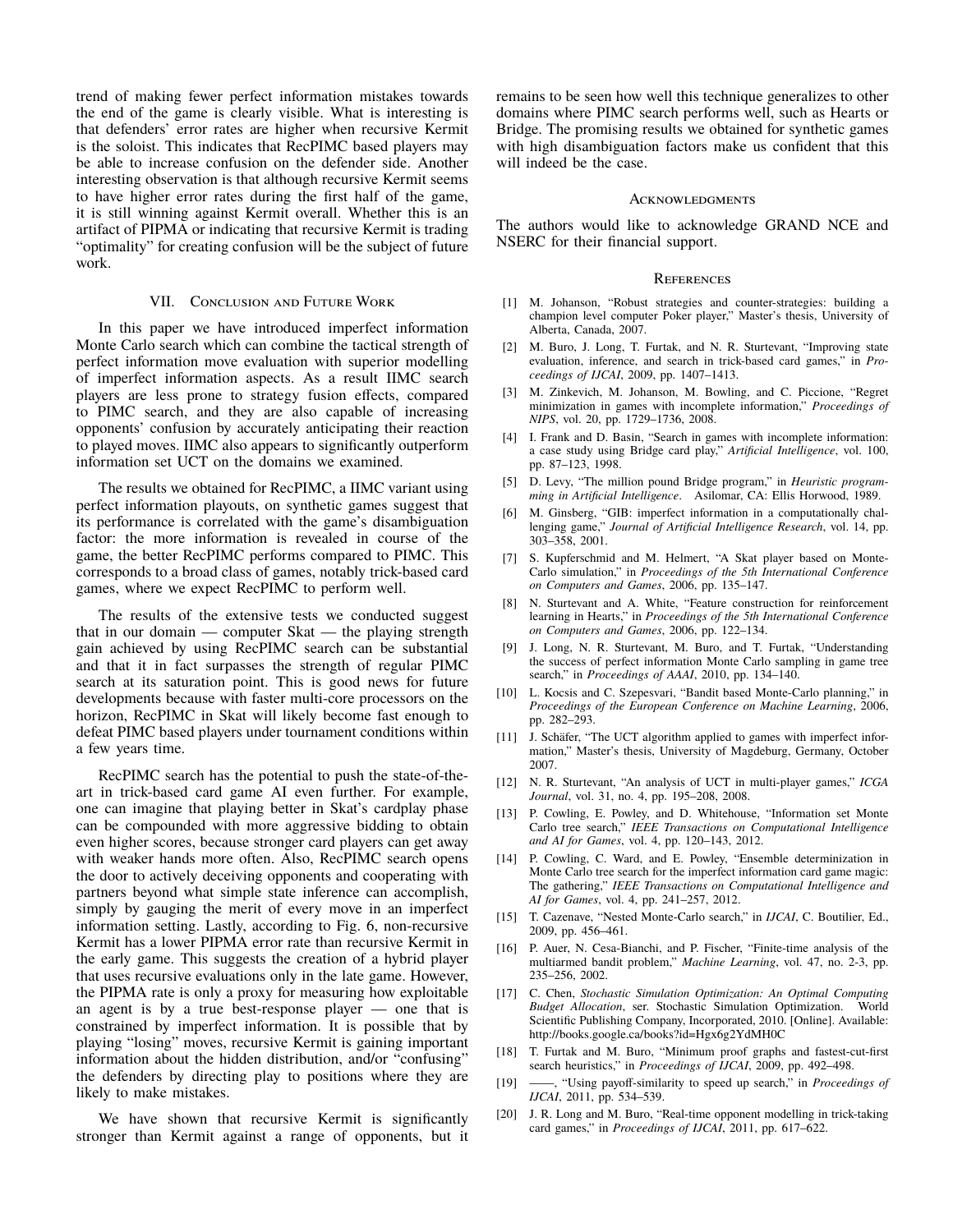trend of making fewer perfect information mistakes towards the end of the game is clearly visible. What is interesting is that defenders' error rates are higher when recursive Kermit is the soloist. This indicates that RecPIMC based players may be able to increase confusion on the defender side. Another interesting observation is that although recursive Kermit seems to have higher error rates during the first half of the game, it is still winning against Kermit overall. Whether this is an artifact of PIPMA or indicating that recursive Kermit is trading "optimality" for creating confusion will be the subject of future work.

## VII. Conclusion and Future Work

In this paper we have introduced imperfect information Monte Carlo search which can combine the tactical strength of perfect information move evaluation with superior modelling of imperfect information aspects. As a result IIMC search players are less prone to strategy fusion effects, compared to PIMC search, and they are also capable of increasing opponents' confusion by accurately anticipating their reaction to played moves. IIMC also appears to significantly outperform information set UCT on the domains we examined.

The results we obtained for RecPIMC, a IIMC variant using perfect information playouts, on synthetic games suggest that its performance is correlated with the game's disambiguation factor: the more information is revealed in course of the game, the better RecPIMC performs compared to PIMC. This corresponds to a broad class of games, notably trick-based card games, where we expect RecPIMC to perform well.

The results of the extensive tests we conducted suggest that in our domain — computer Skat — the playing strength gain achieved by using RecPIMC search can be substantial and that it in fact surpasses the strength of regular PIMC search at its saturation point. This is good news for future developments because with faster multi-core processors on the horizon, RecPIMC in Skat will likely become fast enough to defeat PIMC based players under tournament conditions within a few years time.

RecPIMC search has the potential to push the state-of-the-art in trick-based card game AI even further. For example, one can imagine that playing better in Skat's cardplay phase can be compounded with more aggressive bidding to obtain even higher scores, because stronger card players can get away with weaker hands more often. Also, RecPIMC search opens the door to actively deceiving opponents and cooperating with partners beyond what simple state inference can accomplish, simply by gauging the merit of every move in an imperfect information setting. Lastly, according to Fig. 6, non-recursive Kermit has a lower PIPMA error rate than recursive Kermit in the early game. This suggests the creation of a hybrid player that uses recursive evaluations only in the late game. However, the PIPMA rate is only a proxy for measuring how exploitable an agent is by a true best-response player — one that is constrained by imperfect information. It is possible that by playing "losing" moves, recursive Kermit is gaining important information about the hidden distribution, and/or "confusing" the defenders by directing play to positions where they are likely to make mistakes.

We have shown that recursive Kermit is significantly stronger than Kermit against a range of opponents, but it remains to be seen how well this technique generalizes to other domains where PIMC search performs well, such as Hearts or Bridge. The promising results we obtained for synthetic games with high disambiguation factors make us confident that this will indeed be the case.

## Acknowledgments

The authors would like to acknowledge GRAND NCE and NSERC for their financial support.

## References

[1] M. Johanson, "Robust strategies and counter-strategies: building a champion level computer Poker player," Master's thesis, University of Alberta, Canada, 2007.

[2] M. Buro, J. Long, T. Furtak, and N. R. Sturtevant, "Improving state evaluation, inference, and search in trick-based card games," in *Proceedings of IJCAI*, 2009, pp. 1407–1413.

[3] M. Zinkevich, M. Johanson, M. Bowling, and C. Piccione, "Regret minimization in games with incomplete information," *Proceedings of NIPS*, vol. 20, pp. 1729–1736, 2008.

[4] I. Frank and D. Basin, "Search in games with incomplete information: a case study using Bridge card play," *Artificial Intelligence*, vol. 100, pp. 87–123, 1998.

[5] D. Levy, "The million pound Bridge program," in *Heuristic programming in Artificial Intelligence*. Asilomar, CA: Ellis Horwood, 1989.

[6] M. Ginsberg, "GIB: imperfect information in a computationally challenging game," *Journal of Artificial Intelligence Research*, vol. 14, pp. 303–358, 2001.

[7] S. Kupferschmid and M. Helmert, "A Skat player based on Monte-Carlo simulation," in *Proceedings of the 5th International Conference on Computers and Games*, 2006, pp. 135–147.

[8] N. Sturtevant and A. White, "Feature construction for reinforcement learning in Hearts," in *Proceedings of the 5th International Conference on Computers and Games*, 2006, pp. 122–134.

[9] J. Long, N. R. Sturtevant, M. Buro, and T. Furtak, "Understanding the success of perfect information Monte Carlo sampling in game tree search," in *Proceedings of AAAI*, 2010, pp. 134–140.

[10] L. Kocsis and C. Szepesvari, "Bandit based Monte-Carlo planning," in *Proceedings of the European Conference on Machine Learning*, 2006, pp. 282–293.

[11] J. Schäfer, "The UCT algorithm applied to games with imperfect information," Master's thesis, University of Magdeburg, Germany, October 2007.

[12] N. R. Sturtevant, "An analysis of UCT in multi-player games," *ICGA Journal*, vol. 31, no. 4, pp. 195–208, 2008.

[13] P. Cowling, E. Powley, and D. Whitehouse, "Information set Monte Carlo tree search," *IEEE Transactions on Computational Intelligence and AI for Games*, vol. 4, pp. 120–143, 2012.

[14] P. Cowling, C. Ward, and E. Powley, "Ensemble determinization in Monte Carlo tree search for the imperfect information card game magic: The gathering," *IEEE Transactions on Computational Intelligence and AI for Games*, vol. 4, pp. 241–257, 2012.

[15] T. Cazenave, "Nested Monte-Carlo search," in *IJCAI*, C. Boutilier, Ed., 2009, pp. 456–461.

[16] P. Auer, N. Cesa-Bianchi, and P. Fischer, "Finite-time analysis of the multiarmed bandit problem," *Machine Learning*, vol. 47, no. 2-3, pp. 235–256, 2002.

[17] C. Chen, *Stochastic Simulation Optimization: An Optimal Computing Budget Allocation*, ser. Stochastic Simulation Optimization. World Scientific Publishing Company, Incorporated, 2010. [Online]. Available: http://books.google.ca/books?id=Hgx6g2YdMH0C

[18] T. Furtak and M. Buro, "Minimum proof graphs and fastest-cut-first search heuristics," in *Proceedings of IJCAI*, 2009, pp. 492–498.

[19] ——, "Using payoff-similarity to speed up search," in *Proceedings of IJCAI*, 2011, pp. 534–539.

[20] J. R. Long and M. Buro, "Real-time opponent modelling in trick-taking card games," in *Proceedings of IJCAI*, 2011, pp. 617–622.